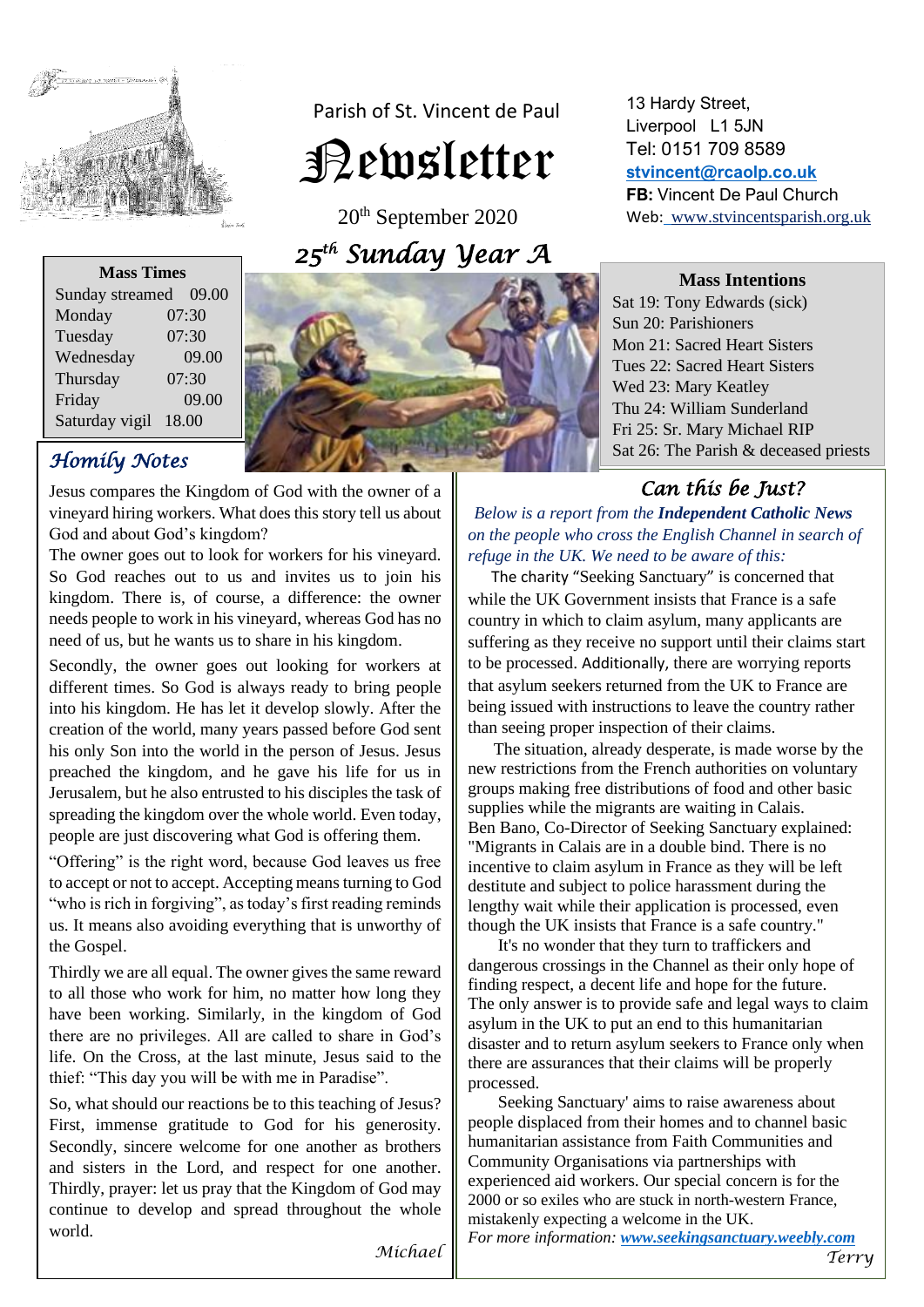Parish of St. Vincent de Paul

# Newsletter

20th September 2020

## *25th Sunday Year A*

13 Hardy Street,
Liverpool L1 5JN
Tel: 0151 709 8589
**stvincent@rcaolp.co.uk**
**FB:** Vincent De Paul Church
Web: www.stvincentsparish.org.uk

| Mass Times | |
|---|---|
| Sunday streamed | 09.00 |
| Monday | 07:30 |
| Tuesday | 07:30 |
| Wednesday | 09.00 |
| Thursday | 07:30 |
| Friday | 09.00 |
| Saturday vigil | 18.00 |

**Mass Intentions**

Sat 19: Tony Edwards (sick)
Sun 20: Parishioners
Mon 21: Sacred Heart Sisters
Tues 22: Sacred Heart Sisters
Wed 23: Mary Keatley
Thu 24: William Sunderland
Fri 25: Sr. Mary Michael RIP
Sat 26: The Parish & deceased priests

## *Homily Notes*

Jesus compares the Kingdom of God with the owner of a vineyard hiring workers. What does this story tell us about God and about God's kingdom?

The owner goes out to look for workers for his vineyard. So God reaches out to us and invites us to join his kingdom. There is, of course, a difference: the owner needs people to work in his vineyard, whereas God has no need of us, but he wants us to share in his kingdom.

Secondly, the owner goes out looking for workers at different times. So God is always ready to bring people into his kingdom. He has let it develop slowly. After the creation of the world, many years passed before God sent his only Son into the world in the person of Jesus. Jesus preached the kingdom, and he gave his life for us in Jerusalem, but he also entrusted to his disciples the task of spreading the kingdom over the whole world. Even today, people are just discovering what God is offering them.

"Offering" is the right word, because God leaves us free to accept or not to accept. Accepting means turning to God "who is rich in forgiving", as today's first reading reminds us. It means also avoiding everything that is unworthy of the Gospel.

Thirdly we are all equal. The owner gives the same reward to all those who work for him, no matter how long they have been working. Similarly, in the kingdom of God there are no privileges. All are called to share in God's life. On the Cross, at the last minute, Jesus said to the thief: "This day you will be with me in Paradise".

So, what should our reactions be to this teaching of Jesus? First, immense gratitude to God for his generosity. Secondly, sincere welcome for one another as brothers and sisters in the Lord, and respect for one another. Thirdly, prayer: let us pray that the Kingdom of God may continue to develop and spread throughout the whole world.

*Michael*

## *Can this be Just?*

*Below is a report from the* ***Independent Catholic News*** *on the people who cross the English Channel in search of refuge in the UK. We need to be aware of this:*

The charity "Seeking Sanctuary" is concerned that while the UK Government insists that France is a safe country in which to claim asylum, many applicants are suffering as they receive no support until their claims start to be processed. Additionally, there are worrying reports that asylum seekers returned from the UK to France are being issued with instructions to leave the country rather than seeing proper inspection of their claims.

The situation, already desperate, is made worse by the new restrictions from the French authorities on voluntary groups making free distributions of food and other basic supplies while the migrants are waiting in Calais.
Ben Bano, Co-Director of Seeking Sanctuary explained: "Migrants in Calais are in a double bind. There is no incentive to claim asylum in France as they will be left destitute and subject to police harassment during the lengthy wait while their application is processed, even though the UK insists that France is a safe country."

It's no wonder that they turn to traffickers and dangerous crossings in the Channel as their only hope of finding respect, a decent life and hope for the future. The only answer is to provide safe and legal ways to claim asylum in the UK to put an end to this humanitarian disaster and to return asylum seekers to France only when there are assurances that their claims will be properly processed.

Seeking Sanctuary' aims to raise awareness about people displaced from their homes and to channel basic humanitarian assistance from Faith Communities and Community Organisations via partnerships with experienced aid workers. Our special concern is for the 2000 or so exiles who are stuck in north-western France, mistakenly expecting a welcome in the UK.

*For more information:* ***www.seekingsanctuary.weebly.com***

*Terry*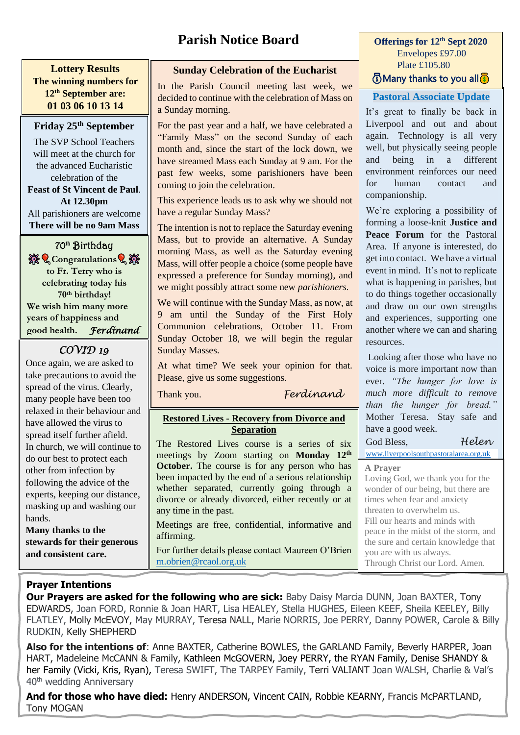# Parish Notice Board

## Lottery Results

**The winning numbers for 12th September are:**
**01 03 06 10 13 14**

## Friday 25th September

The SVP School Teachers will meet at the church for the advanced Eucharistic celebration of the
**Feast of St Vincent de Paul.**
**At 12.30pm**
All parishioners are welcome
**There will be no 9am Mass**

## 70th Birthday

**Congratulations to Fr. Terry who is celebrating today his 70th birthday!**
**We wish him many more years of happiness and good health.** *Ferdinand*

## COVID 19

Once again, we are asked to take precautions to avoid the spread of the virus. Clearly, many people have been too relaxed in their behaviour and have allowed the virus to spread itself further afield. In church, we will continue to do our best to protect each other from infection by following the advice of the experts, keeping our distance, masking up and washing our hands.
**Many thanks to the stewards for their generous and consistent care.**

## Sunday Celebration of the Eucharist

In the Parish Council meeting last week, we decided to continue with the celebration of Mass on a Sunday morning.

For the past year and a half, we have celebrated a "Family Mass" on the second Sunday of each month and, since the start of the lock down, we have streamed Mass each Sunday at 9 am. For the past few weeks, some parishioners have been coming to join the celebration.

This experience leads us to ask why we should not have a regular Sunday Mass?

The intention is not to replace the Saturday evening Mass, but to provide an alternative. A Sunday morning Mass, as well as the Saturday evening Mass, will offer people a choice (some people have expressed a preference for Sunday morning), and we might possibly attract some new *parishioners.*

We will continue with the Sunday Mass, as now, at 9 am until the Sunday of the First Holy Communion celebrations, October 11. From Sunday October 18, we will begin the regular Sunday Masses.

At what time? We seek your opinion for that. Please, give us some suggestions.

Thank you. *Ferdinand*

## Restored Lives - Recovery from Divorce and Separation

The Restored Lives course is a series of six meetings by Zoom starting on **Monday 12th October.** The course is for any person who has been impacted by the end of a serious relationship whether separated, currently going through a divorce or already divorced, either recently or at any time in the past.

Meetings are free, confidential, informative and affirming.

For further details please contact Maureen O'Brien m.obrien@rcaol.org.uk

## Offerings for 12th Sept 2020

Envelopes £97.00
Plate £105.80
Many thanks to you all

## Pastoral Associate Update

It's great to finally be back in Liverpool and out and about again. Technology is all very well, but physically seeing people and being in a different environment reinforces our need for human contact and companionship.

We're exploring a possibility of forming a loose-knit **Justice and Peace Forum** for the Pastoral Area. If anyone is interested, do get into contact. We have a virtual event in mind. It's not to replicate what is happening in parishes, but to do things together occasionally and draw on our own strengths and experiences, supporting one another where we can and sharing resources.

Looking after those who have no voice is more important now than ever. *"The hunger for love is much more difficult to remove than the hunger for bread."* Mother Teresa. Stay safe and have a good week.

God Bless, *Helen*

www.liverpoolsouthpastoralarea.org.uk

**A Prayer**
Loving God, we thank you for the wonder of our being, but there are times when fear and anxiety threaten to overwhelm us.
Fill our hearts and minds with peace in the midst of the storm, and the sure and certain knowledge that you are with us always.
Through Christ our Lord. Amen.

## Prayer Intentions

**Our Prayers are asked for the following who are sick:** Baby Daisy Marcia DUNN, Joan BAXTER, Tony EDWARDS, Joan FORD, Ronnie & Joan HART, Lisa HEALEY, Stella HUGHES, Eileen KEEF, Sheila KEELEY, Billy FLATLEY, Molly McEVOY, May MURRAY, Teresa NALL, Marie NORRIS, Joe PERRY, Danny POWER, Carole & Billy RUDKIN, Kelly SHEPHERD

**Also for the intentions of**: Anne BAXTER, Catherine BOWLES, the GARLAND Family, Beverly HARPER, Joan HART, Madeleine McCANN & Family, Kathleen McGOVERN, Joey PERRY, the RYAN Family, Denise SHANDY & her Family (Vicki, Kris, Ryan), Teresa SWIFT, The TARPEY Family, Terri VALIANT Joan WALSH, Charlie & Val's 40th wedding Anniversary

**And for those who have died:** Henry ANDERSON, Vincent CAIN, Robbie KEARNY, Francis McPARTLAND, Tony MOGAN